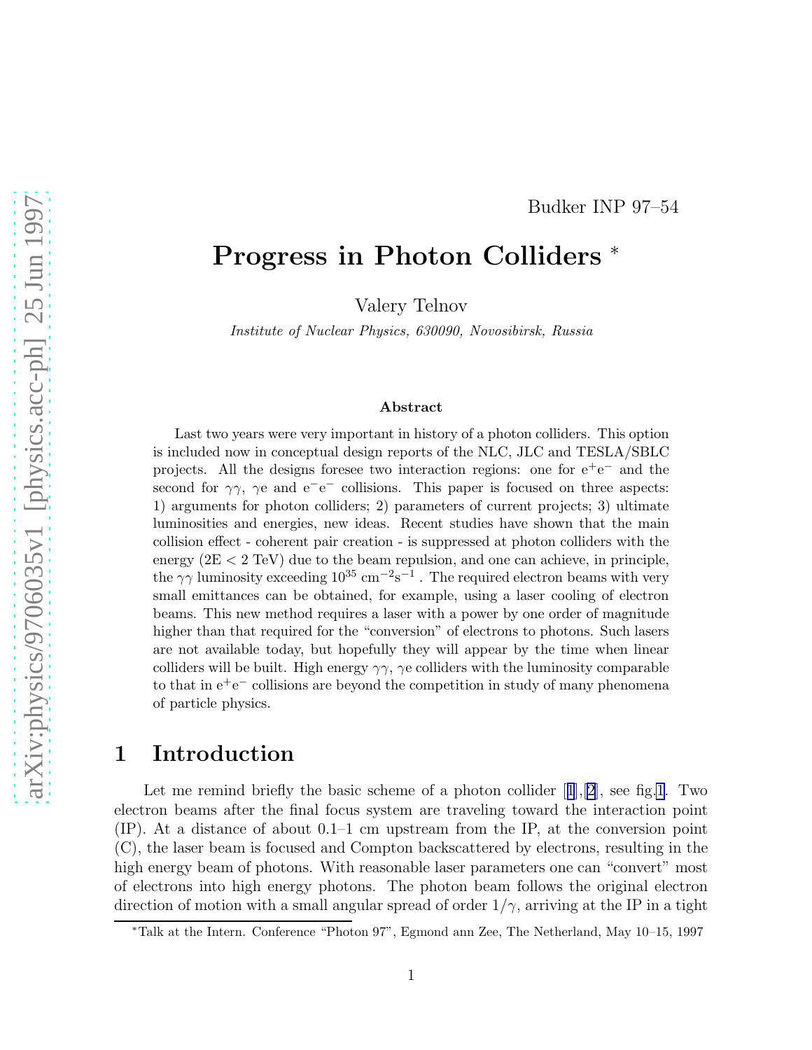Budker INP 97–54

# Progress in Photon Colliders *

Valery Telnov

*Institute of Nuclear Physics, 630090, Novosibirsk, Russia*

### Abstract

Last two years were very important in history of a photon colliders. This option is included now in conceptual design reports of the NLC, JLC and TESLA/SBLC projects. All the designs foresee two interaction regions: one for $e^+e^-$ and the second for $\gamma\gamma$, $\gamma$e and $e^-e^-$ collisions. This paper is focused on three aspects: 1) arguments for photon colliders; 2) parameters of current projects; 3) ultimate luminosities and energies, new ideas. Recent studies have shown that the main collision effect - coherent pair creation - is suppressed at photon colliders with the energy (2E < 2 TeV) due to the beam repulsion, and one can achieve, in principle, the $\gamma\gamma$ luminosity exceeding $10^{35}$ cm$^{-2}$s$^{-1}$. The required electron beams with very small emittances can be obtained, for example, using a laser cooling of electron beams. This new method requires a laser with a power by one order of magnitude higher than that required for the "conversion" of electrons to photons. Such lasers are not available today, but hopefully they will appear by the time when linear colliders will be built. High energy $\gamma\gamma$, $\gamma$e colliders with the luminosity comparable to that in $e^+e^-$ collisions are beyond the competition in study of many phenomena of particle physics.

## 1 Introduction

Let me remind briefly the basic scheme of a photon collider [1],[2], see fig.1. Two electron beams after the final focus system are traveling toward the interaction point (IP). At a distance of about 0.1–1 cm upstream from the IP, at the conversion point (C), the laser beam is focused and Compton backscattered by electrons, resulting in the high energy beam of photons. With reasonable laser parameters one can "convert" most of electrons into high energy photons. The photon beam follows the original electron direction of motion with a small angular spread of order $1/\gamma$, arriving at the IP in a tight

*Talk at the Intern. Conference "Photon 97", Egmond ann Zee, The Netherland, May 10–15, 1997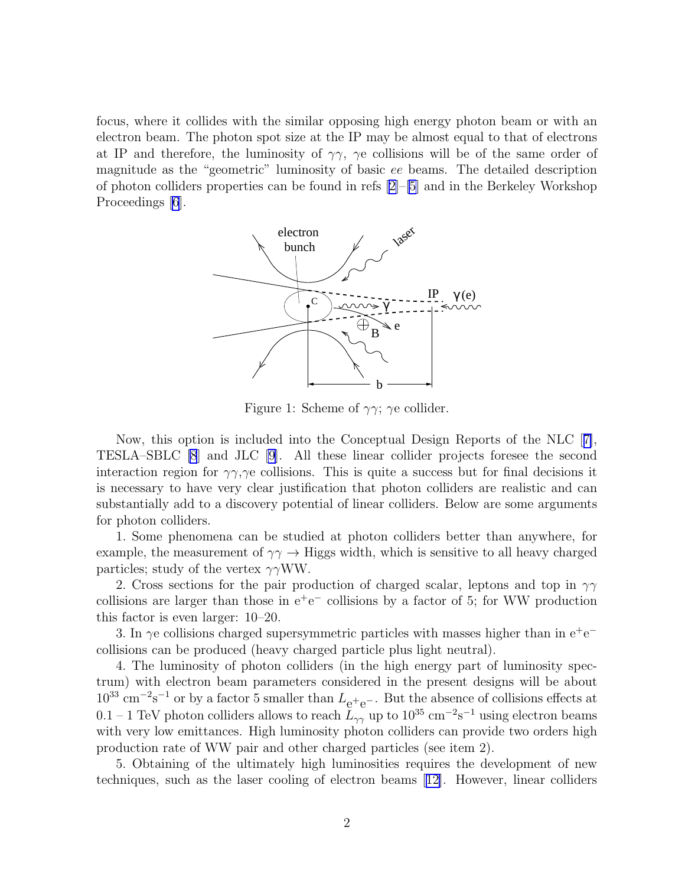focus, where it collides with the similar opposing high energy photon beam or with an electron beam. The photon spot size at the IP may be almost equal to that of electrons at IP and therefore, the luminosity of $\gamma\gamma$, $\gamma$e collisions will be of the same order of magnitude as the "geometric" luminosity of basic *ee* beams. The detailed description of photon colliders properties can be found in refs [2]–[5] and in the Berkeley Workshop Proceedings [6].

Figure 1: Scheme of $\gamma\gamma$; $\gamma$e collider.

Now, this option is included into the Conceptual Design Reports of the NLC [7], TESLA–SBLC [8] and JLC [9]. All these linear collider projects foresee the second interaction region for $\gamma\gamma$,$\gamma$e collisions. This is quite a success but for final decisions it is necessary to have very clear justification that photon colliders are realistic and can substantially add to a discovery potential of linear colliders. Below are some arguments for photon colliders.

1. Some phenomena can be studied at photon colliders better than anywhere, for example, the measurement of $\gamma\gamma \to$ Higgs width, which is sensitive to all heavy charged particles; study of the vertex $\gamma\gamma$WW.

2. Cross sections for the pair production of charged scalar, leptons and top in $\gamma\gamma$ collisions are larger than those in $e^+e^-$ collisions by a factor of 5; for WW production this factor is even larger: 10–20.

3. In $\gamma$e collisions charged supersymmetric particles with masses higher than in $e^+e^-$ collisions can be produced (heavy charged particle plus light neutral).

4. The luminosity of photon colliders (in the high energy part of luminosity spectrum) with electron beam parameters considered in the present designs will be about $10^{33}$ cm$^{-2}$s$^{-1}$ or by a factor 5 smaller than $L_{e^+e^-}$. But the absence of collisions effects at 0.1 – 1 TeV photon colliders allows to reach $L_{\gamma\gamma}$ up to $10^{35}$ cm$^{-2}$s$^{-1}$ using electron beams with very low emittances. High luminosity photon colliders can provide two orders high production rate of WW pair and other charged particles (see item 2).

5. Obtaining of the ultimately high luminosities requires the development of new techniques, such as the laser cooling of electron beams [12]. However, linear colliders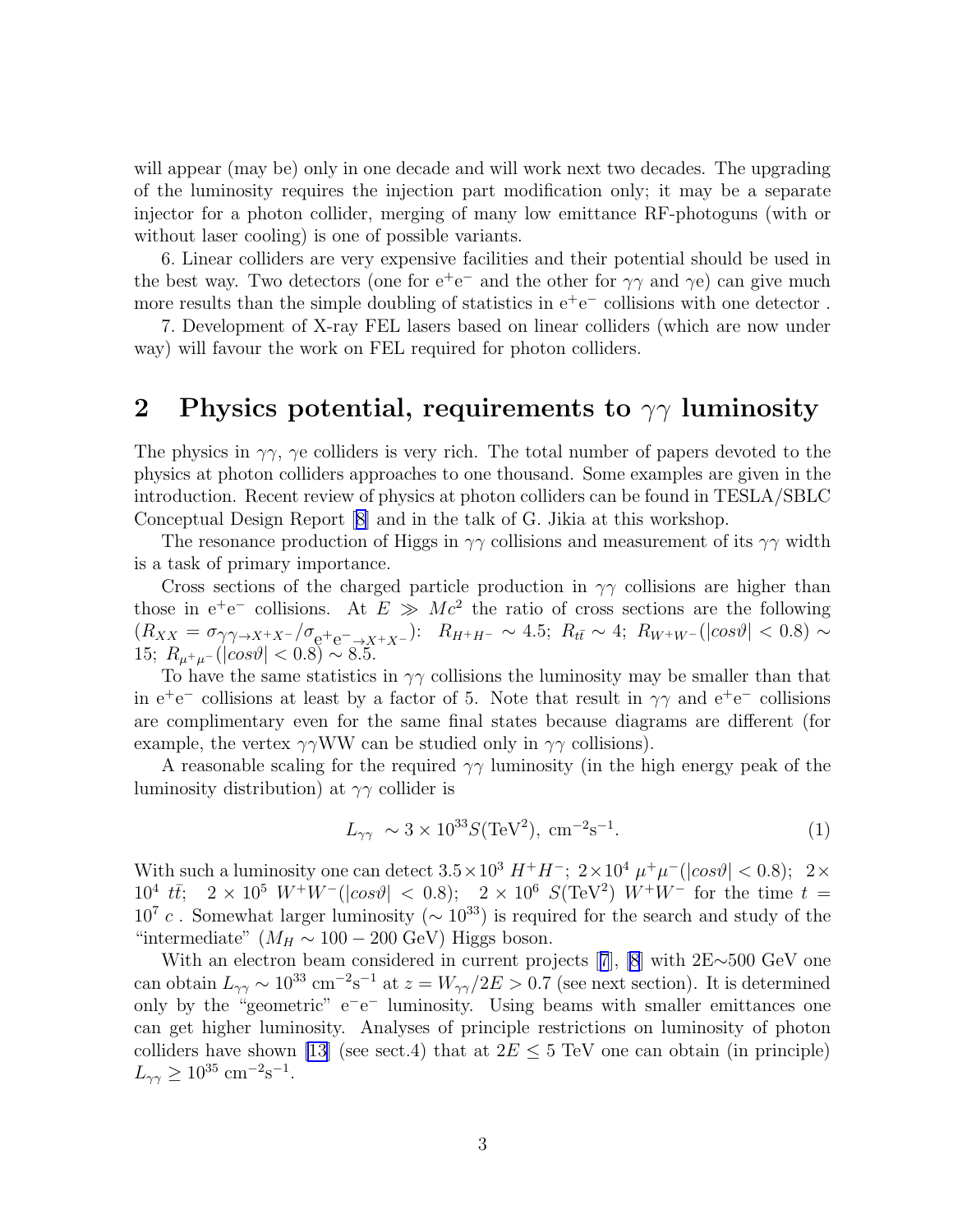will appear (may be) only in one decade and will work next two decades. The upgrading of the luminosity requires the injection part modification only; it may be a separate injector for a photon collider, merging of many low emittance RF-photoguns (with or without laser cooling) is one of possible variants.

6. Linear colliders are very expensive facilities and their potential should be used in the best way. Two detectors (one for $e^+e^-$ and the other for $\gamma\gamma$ and $\gamma$e) can give much more results than the simple doubling of statistics in $e^+e^-$ collisions with one detector .

7. Development of X-ray FEL lasers based on linear colliders (which are now under way) will favour the work on FEL required for photon colliders.

## 2 Physics potential, requirements to $\gamma\gamma$ luminosity

The physics in $\gamma\gamma$, $\gamma$e colliders is very rich. The total number of papers devoted to the physics at photon colliders approaches to one thousand. Some examples are given in the introduction. Recent review of physics at photon colliders can be found in TESLA/SBLC Conceptual Design Report [8] and in the talk of G. Jikia at this workshop.

The resonance production of Higgs in $\gamma\gamma$ collisions and measurement of its $\gamma\gamma$ width is a task of primary importance.

Cross sections of the charged particle production in $\gamma\gamma$ collisions are higher than those in $e^+e^-$ collisions. At $E \gg Mc^2$ the ratio of cross sections are the following ($R_{XX} = \sigma_{\gamma\gamma\to X^+X^-}/\sigma_{e^+e^-\to X^+X^-}$): $R_{H^+H^-} \sim 4.5$; $R_{t\bar{t}} \sim 4$; $R_{W^+W^-}(|cos\vartheta| < 0.8) \sim 15$; $R_{\mu^+\mu^-}(|cos\vartheta| < 0.8) \sim 8.5$.

To have the same statistics in $\gamma\gamma$ collisions the luminosity may be smaller than that in $e^+e^-$ collisions at least by a factor of 5. Note that result in $\gamma\gamma$ and $e^+e^-$ collisions are complimentary even for the same final states because diagrams are different (for example, the vertex $\gamma\gamma$WW can be studied only in $\gamma\gamma$ collisions).

A reasonable scaling for the required $\gamma\gamma$ luminosity (in the high energy peak of the luminosity distribution) at $\gamma\gamma$ collider is

$$L_{\gamma\gamma} \sim 3 \times 10^{33} S(\mathrm{TeV}^2),\ \mathrm{cm}^{-2}\mathrm{s}^{-1}. \tag{1}$$

With such a luminosity one can detect $3.5\times10^3$ $H^+H^-$; $2\times10^4$ $\mu^+\mu^-(|cos\vartheta| < 0.8)$; $2\times10^4$ $t\bar{t}$; $2\times10^5$ $W^+W^-(|cos\vartheta| < 0.8)$; $2\times10^6$ $S(\mathrm{TeV}^2)$ $W^+W^-$ for the time $t = 10^7$ $c$ . Somewhat larger luminosity ($\sim 10^{33}$) is required for the search and study of the "intermediate" ($M_H \sim 100-200$ GeV) Higgs boson.

With an electron beam considered in current projects [7], [8] with 2E$\sim$500 GeV one can obtain $L_{\gamma\gamma} \sim 10^{33}$ $\mathrm{cm}^{-2}\mathrm{s}^{-1}$ at $z = W_{\gamma\gamma}/2E > 0.7$ (see next section). It is determined only by the "geometric" $e^-e^-$ luminosity. Using beams with smaller emittances one can get higher luminosity. Analyses of principle restrictions on luminosity of photon colliders have shown [13] (see sect.4) that at $2E \leq 5$ TeV one can obtain (in principle) $L_{\gamma\gamma} \geq 10^{35}$ $\mathrm{cm}^{-2}\mathrm{s}^{-1}$.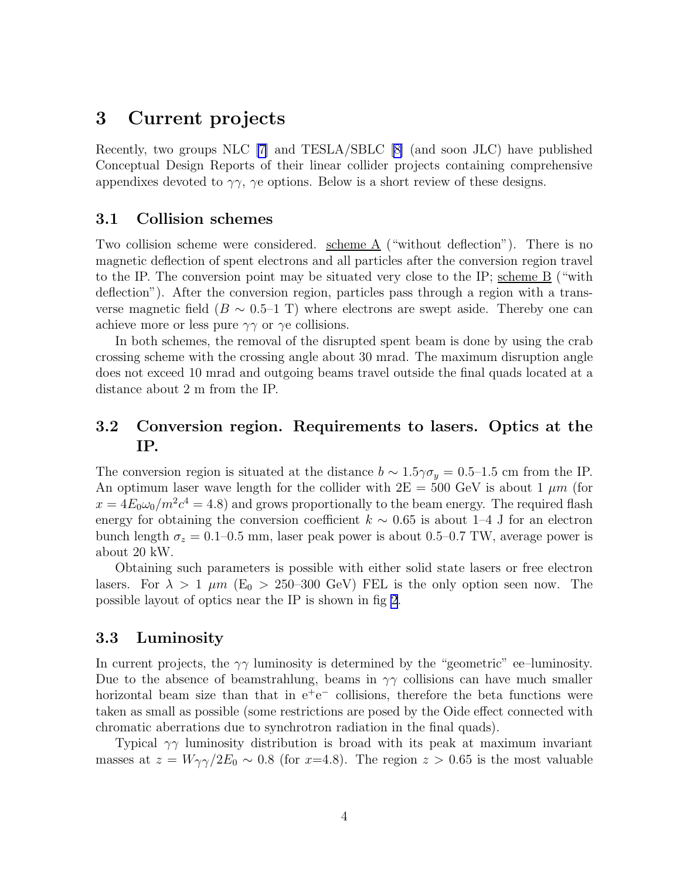# 3 Current projects

Recently, two groups NLC [7] and TESLA/SBLC [8] (and soon JLC) have published Conceptual Design Reports of their linear collider projects containing comprehensive appendixes devoted to $\gamma\gamma$, $\gamma$e options. Below is a short review of these designs.

## 3.1 Collision schemes

Two collision scheme were considered. scheme A ("without deflection"). There is no magnetic deflection of spent electrons and all particles after the conversion region travel to the IP. The conversion point may be situated very close to the IP; scheme B ("with deflection"). After the conversion region, particles pass through a region with a transverse magnetic field ($B \sim 0.5$–1 T) where electrons are swept aside. Thereby one can achieve more or less pure $\gamma\gamma$ or $\gamma$e collisions.

In both schemes, the removal of the disrupted spent beam is done by using the crab crossing scheme with the crossing angle about 30 mrad. The maximum disruption angle does not exceed 10 mrad and outgoing beams travel outside the final quads located at a distance about 2 m from the IP.

## 3.2 Conversion region. Requirements to lasers. Optics at the IP.

The conversion region is situated at the distance $b \sim 1.5\gamma\sigma_y = 0.5$–1.5 cm from the IP. An optimum laser wave length for the collider with 2E = 500 GeV is about 1 $\mu m$ (for $x = 4E_0\omega_0/m^2c^4 = 4.8$) and grows proportionally to the beam energy. The required flash energy for obtaining the conversion coefficient $k \sim 0.65$ is about 1–4 J for an electron bunch length $\sigma_z = 0.1$–0.5 mm, laser peak power is about 0.5–0.7 TW, average power is about 20 kW.

Obtaining such parameters is possible with either solid state lasers or free electron lasers. For $\lambda > 1$ $\mu m$ ($E_0 > 250$–300 GeV) FEL is the only option seen now. The possible layout of optics near the IP is shown in fig 2.

## 3.3 Luminosity

In current projects, the $\gamma\gamma$ luminosity is determined by the "geometric" ee–luminosity. Due to the absence of beamstrahlung, beams in $\gamma\gamma$ collisions can have much smaller horizontal beam size than that in $e^+e^-$ collisions, therefore the beta functions were taken as small as possible (some restrictions are posed by the Oide effect connected with chromatic aberrations due to synchrotron radiation in the final quads).

Typical $\gamma\gamma$ luminosity distribution is broad with its peak at maximum invariant masses at $z = W_{\gamma\gamma}/2E_0 \sim 0.8$ (for $x$=4.8). The region $z > 0.65$ is the most valuable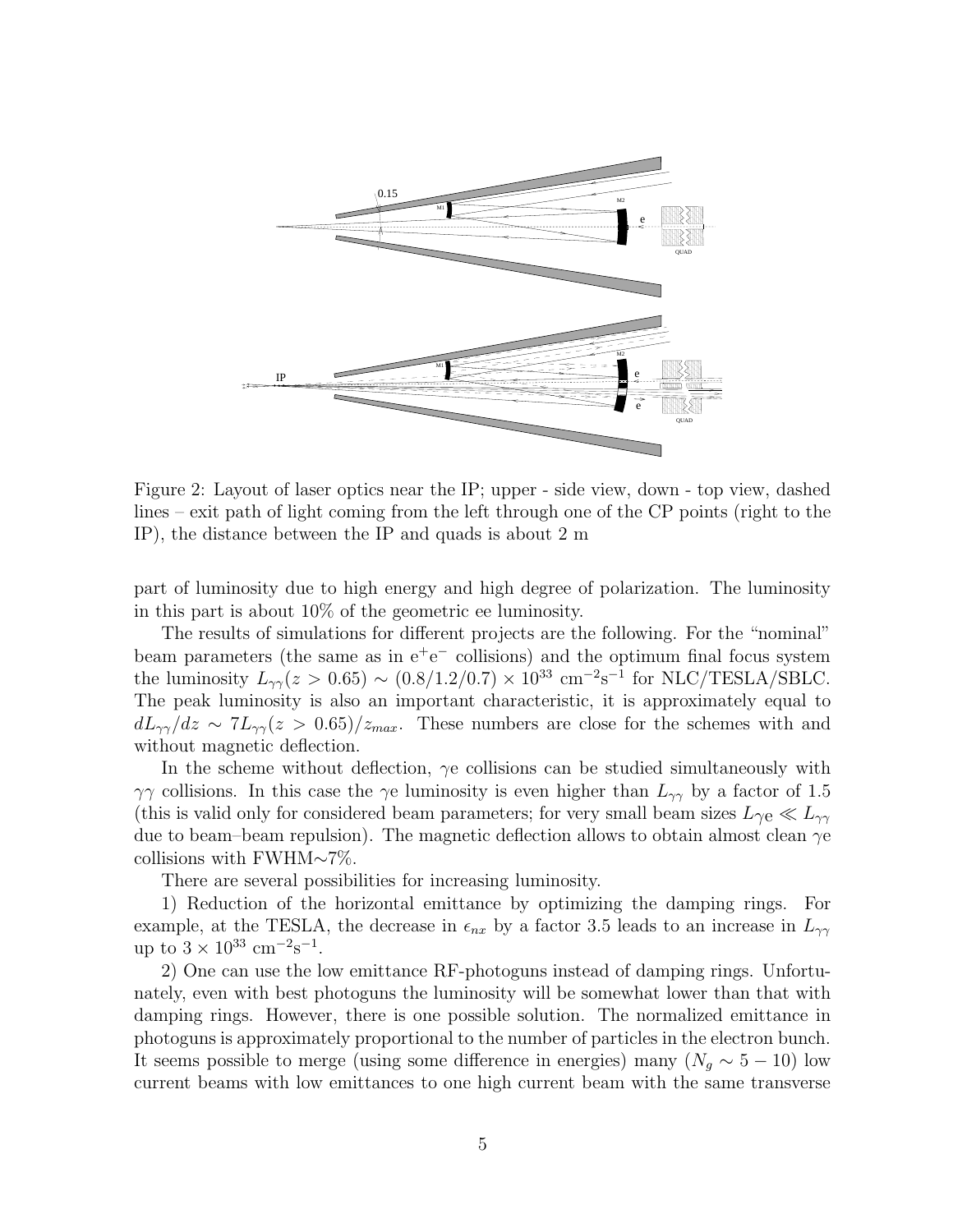Figure 2: Layout of laser optics near the IP; upper - side view, down - top view, dashed lines – exit path of light coming from the left through one of the CP points (right to the IP), the distance between the IP and quads is about 2 m

part of luminosity due to high energy and high degree of polarization. The luminosity in this part is about 10% of the geometric ee luminosity.

The results of simulations for different projects are the following. For the "nominal" beam parameters (the same as in $e^+e^-$ collisions) and the optimum final focus system the luminosity $L_{\gamma\gamma}(z > 0.65) \sim (0.8/1.2/0.7) \times 10^{33}$ cm$^{-2}$s$^{-1}$ for NLC/TESLA/SBLC. The peak luminosity is also an important characteristic, it is approximately equal to $dL_{\gamma\gamma}/dz \sim 7L_{\gamma\gamma}(z > 0.65)/z_{max}$. These numbers are close for the schemes with and without magnetic deflection.

In the scheme without deflection, $\gamma$e collisions can be studied simultaneously with $\gamma\gamma$ collisions. In this case the $\gamma$e luminosity is even higher than $L_{\gamma\gamma}$ by a factor of 1.5 (this is valid only for considered beam parameters; for very small beam sizes $L_{\gamma e} \ll L_{\gamma\gamma}$ due to beam–beam repulsion). The magnetic deflection allows to obtain almost clean $\gamma$e collisions with FWHM$\sim$7%.

There are several possibilities for increasing luminosity.

1) Reduction of the horizontal emittance by optimizing the damping rings. For example, at the TESLA, the decrease in $\epsilon_{nx}$ by a factor 3.5 leads to an increase in $L_{\gamma\gamma}$ up to $3 \times 10^{33}$ cm$^{-2}$s$^{-1}$.

2) One can use the low emittance RF-photoguns instead of damping rings. Unfortunately, even with best photoguns the luminosity will be somewhat lower than that with damping rings. However, there is one possible solution. The normalized emittance in photoguns is approximately proportional to the number of particles in the electron bunch. It seems possible to merge (using some difference in energies) many ($N_g \sim 5-10$) low current beams with low emittances to one high current beam with the same transverse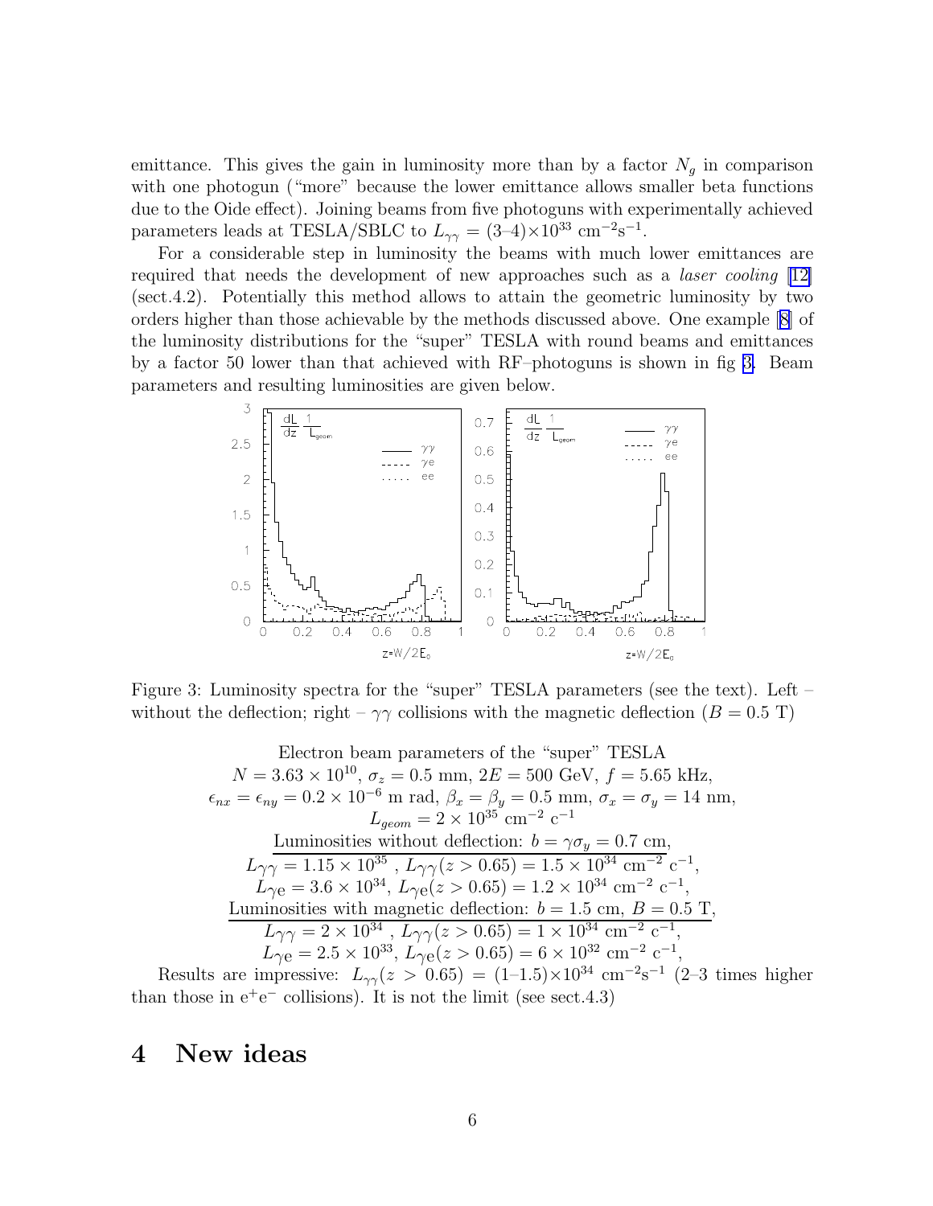emittance. This gives the gain in luminosity more than by a factor $N_g$ in comparison with one photogun ("more" because the lower emittance allows smaller beta functions due to the Oide effect). Joining beams from five photoguns with experimentally achieved parameters leads at TESLA/SBLC to $L_{\gamma\gamma} = (3\text{–}4)\times 10^{33}$ cm$^{-2}$s$^{-1}$.

For a considerable step in luminosity the beams with much lower emittances are required that needs the development of new approaches such as a *laser cooling* [12] (sect.4.2). Potentially this method allows to attain the geometric luminosity by two orders higher than those achievable by the methods discussed above. One example [8] of the luminosity distributions for the "super" TESLA with round beams and emittances by a factor 50 lower than that achieved with RF–photoguns is shown in fig 3. Beam parameters and resulting luminosities are given below.

Figure 3: Luminosity spectra for the "super" TESLA parameters (see the text). Left – without the deflection; right – $\gamma\gamma$ collisions with the magnetic deflection ($B = 0.5$ T)

Electron beam parameters of the "super" TESLA

$N = 3.63 \times 10^{10}$, $\sigma_z = 0.5$ mm, $2E = 500$ GeV, $f = 5.65$ kHz,

$\epsilon_{nx} = \epsilon_{ny} = 0.2 \times 10^{-6}$ m rad, $\beta_x = \beta_y = 0.5$ mm, $\sigma_x = \sigma_y = 14$ nm,

$L_{geom} = 2 \times 10^{35}$ cm$^{-2}$ c$^{-1}$

Luminosities without deflection: $b = \gamma\sigma_y = 0.7$ cm,

$L_{\gamma\gamma} = 1.15 \times 10^{35}$ , $L_{\gamma\gamma}(z > 0.65) = 1.5 \times 10^{34}$ cm$^{-2}$ c$^{-1}$,

$L_{\gamma e} = 3.6 \times 10^{34}$, $L_{\gamma e}(z > 0.65) = 1.2 \times 10^{34}$ cm$^{-2}$ c$^{-1}$,

Luminosities with magnetic deflection: $b = 1.5$ cm, $B = 0.5$ T,

$L_{\gamma\gamma} = 2 \times 10^{34}$ , $L_{\gamma\gamma}(z > 0.65) = 1 \times 10^{34}$ cm$^{-2}$ c$^{-1}$,

$L_{\gamma e} = 2.5 \times 10^{33}$, $L_{\gamma e}(z > 0.65) = 6 \times 10^{32}$ cm$^{-2}$ c$^{-1}$,

Results are impressive: $L_{\gamma\gamma}(z > 0.65) = (1\text{–}1.5)\times 10^{34}$ cm$^{-2}$s$^{-1}$ (2–3 times higher than those in e$^+$e$^-$ collisions). It is not the limit (see sect.4.3)

# 4 New ideas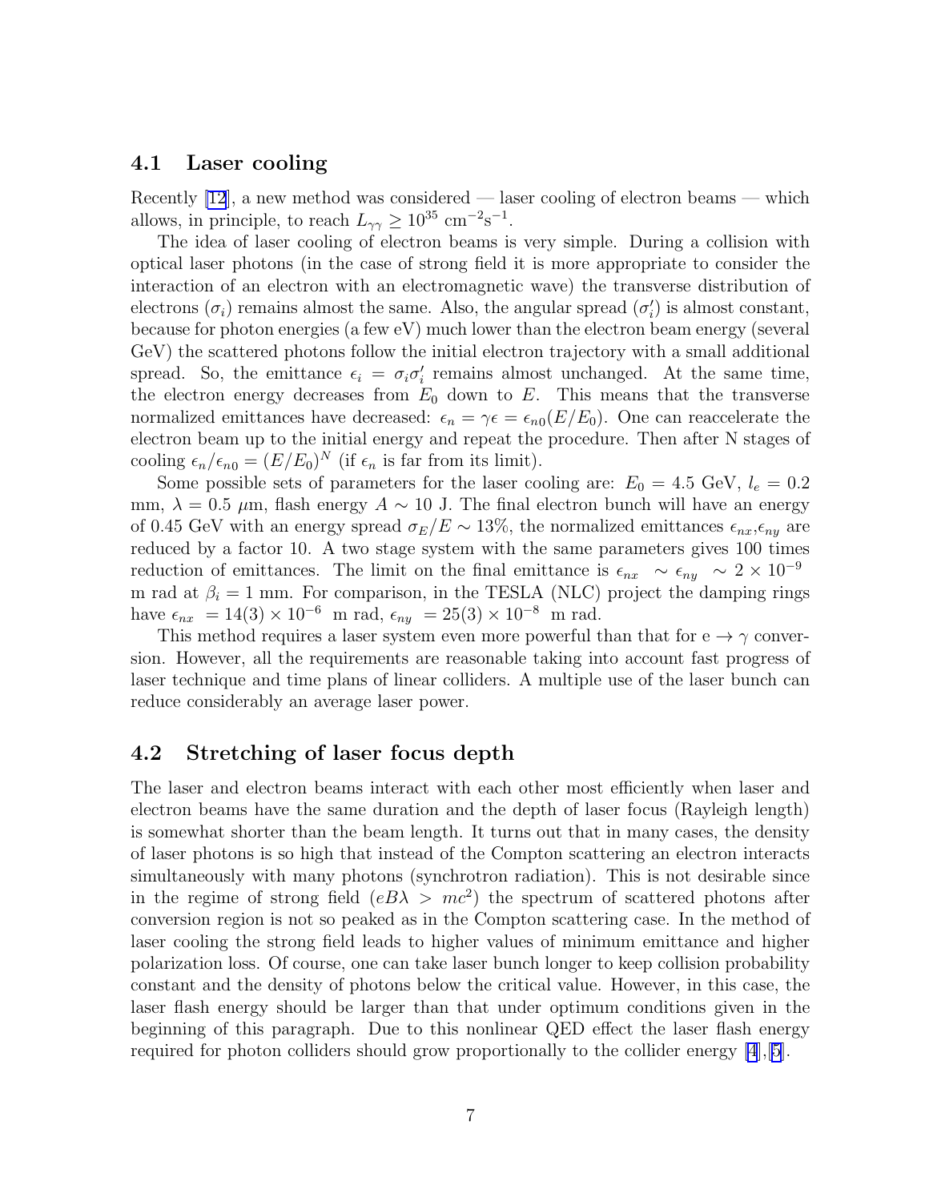### 4.1 Laser cooling

Recently [12], a new method was considered — laser cooling of electron beams — which allows, in principle, to reach $L_{\gamma\gamma} \geq 10^{35}$ cm$^{-2}$s$^{-1}$.

The idea of laser cooling of electron beams is very simple. During a collision with optical laser photons (in the case of strong field it is more appropriate to consider the interaction of an electron with an electromagnetic wave) the transverse distribution of electrons ($\sigma_i$) remains almost the same. Also, the angular spread ($\sigma_i'$) is almost constant, because for photon energies (a few eV) much lower than the electron beam energy (several GeV) the scattered photons follow the initial electron trajectory with a small additional spread. So, the emittance $\epsilon_i = \sigma_i \sigma_i'$ remains almost unchanged. At the same time, the electron energy decreases from $E_0$ down to $E$. This means that the transverse normalized emittances have decreased: $\epsilon_n = \gamma\epsilon = \epsilon_{n0}(E/E_0)$. One can reaccelerate the electron beam up to the initial energy and repeat the procedure. Then after N stages of cooling $\epsilon_n/\epsilon_{n0} = (E/E_0)^N$ (if $\epsilon_n$ is far from its limit).

Some possible sets of parameters for the laser cooling are: $E_0 = 4.5$ GeV, $l_e = 0.2$ mm, $\lambda = 0.5$ $\mu$m, flash energy $A \sim 10$ J. The final electron bunch will have an energy of 0.45 GeV with an energy spread $\sigma_E/E \sim 13\%$, the normalized emittances $\epsilon_{nx}$,$\epsilon_{ny}$ are reduced by a factor 10. A two stage system with the same parameters gives 100 times reduction of emittances. The limit on the final emittance is $\epsilon_{nx} \sim \epsilon_{ny} \sim 2 \times 10^{-9}$ m rad at $\beta_i = 1$ mm. For comparison, in the TESLA (NLC) project the damping rings have $\epsilon_{nx} = 14(3) \times 10^{-6}$ m rad, $\epsilon_{ny} = 25(3) \times 10^{-8}$ m rad.

This method requires a laser system even more powerful than that for e $\rightarrow \gamma$ conversion. However, all the requirements are reasonable taking into account fast progress of laser technique and time plans of linear colliders. A multiple use of the laser bunch can reduce considerably an average laser power.

### 4.2 Stretching of laser focus depth

The laser and electron beams interact with each other most efficiently when laser and electron beams have the same duration and the depth of laser focus (Rayleigh length) is somewhat shorter than the beam length. It turns out that in many cases, the density of laser photons is so high that instead of the Compton scattering an electron interacts simultaneously with many photons (synchrotron radiation). This is not desirable since in the regime of strong field ($eB\lambda > mc^2$) the spectrum of scattered photons after conversion region is not so peaked as in the Compton scattering case. In the method of laser cooling the strong field leads to higher values of minimum emittance and higher polarization loss. Of course, one can take laser bunch longer to keep collision probability constant and the density of photons below the critical value. However, in this case, the laser flash energy should be larger than that under optimum conditions given in the beginning of this paragraph. Due to this nonlinear QED effect the laser flash energy required for photon colliders should grow proportionally to the collider energy [4],[5].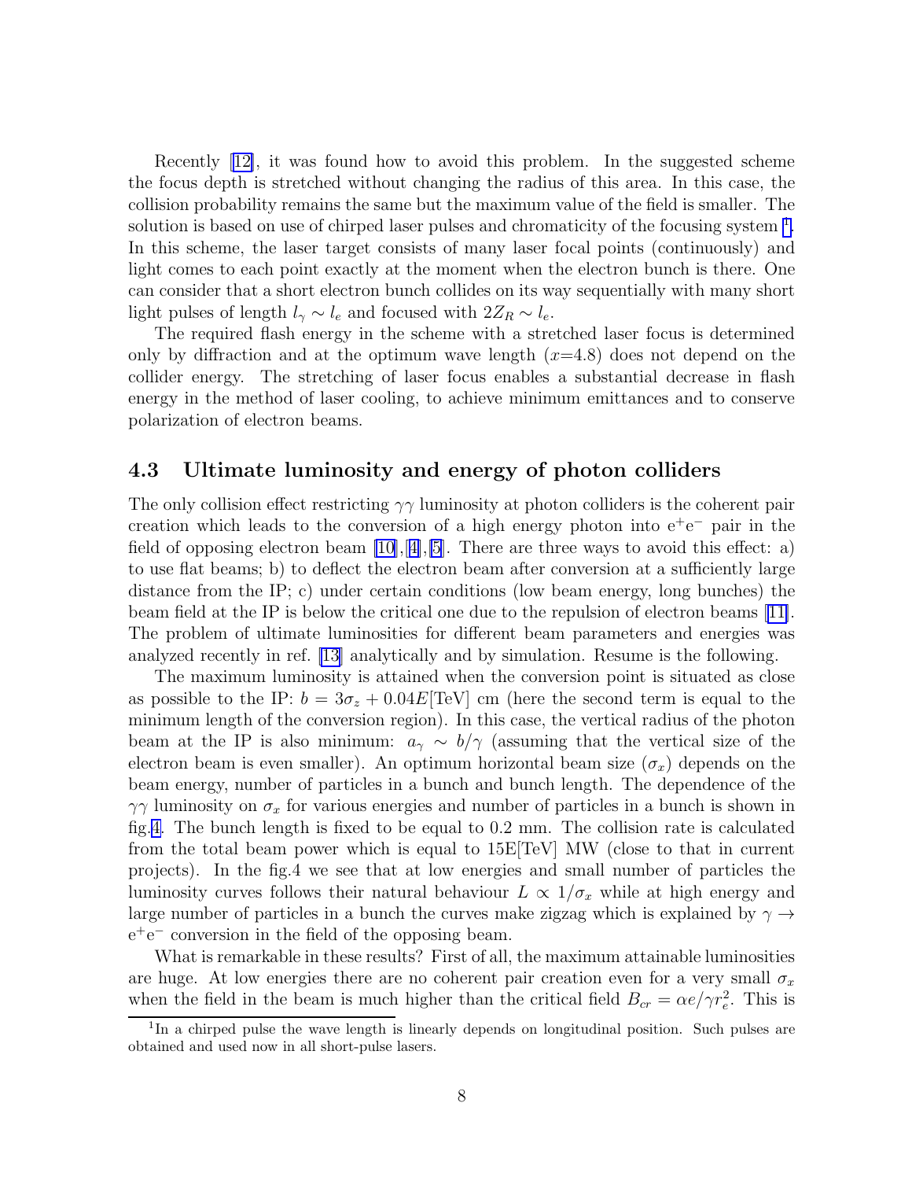Recently [12], it was found how to avoid this problem. In the suggested scheme the focus depth is stretched without changing the radius of this area. In this case, the collision probability remains the same but the maximum value of the field is smaller. The solution is based on use of chirped laser pulses and chromaticity of the focusing system [1]. In this scheme, the laser target consists of many laser focal points (continuously) and light comes to each point exactly at the moment when the electron bunch is there. One can consider that a short electron bunch collides on its way sequentially with many short light pulses of length $l_\gamma \sim l_e$ and focused with $2Z_R \sim l_e$.

The required flash energy in the scheme with a stretched laser focus is determined only by diffraction and at the optimum wave length ($x$=4.8) does not depend on the collider energy. The stretching of laser focus enables a substantial decrease in flash energy in the method of laser cooling, to achieve minimum emittances and to conserve polarization of electron beams.

### 4.3 Ultimate luminosity and energy of photon colliders

The only collision effect restricting $\gamma\gamma$ luminosity at photon colliders is the coherent pair creation which leads to the conversion of a high energy photon into $e^+e^-$ pair in the field of opposing electron beam [10], [4], [5]. There are three ways to avoid this effect: a) to use flat beams; b) to deflect the electron beam after conversion at a sufficiently large distance from the IP; c) under certain conditions (low beam energy, long bunches) the beam field at the IP is below the critical one due to the repulsion of electron beams [11]. The problem of ultimate luminosities for different beam parameters and energies was analyzed recently in ref. [13] analytically and by simulation. Resume is the following.

The maximum luminosity is attained when the conversion point is situated as close as possible to the IP: $b = 3\sigma_z + 0.04E[\text{TeV}]$ cm (here the second term is equal to the minimum length of the conversion region). In this case, the vertical radius of the photon beam at the IP is also minimum: $a_\gamma \sim b/\gamma$ (assuming that the vertical size of the electron beam is even smaller). An optimum horizontal beam size ($\sigma_x$) depends on the beam energy, number of particles in a bunch and bunch length. The dependence of the $\gamma\gamma$ luminosity on $\sigma_x$ for various energies and number of particles in a bunch is shown in fig.4. The bunch length is fixed to be equal to 0.2 mm. The collision rate is calculated from the total beam power which is equal to 15E[TeV] MW (close to that in current projects). In the fig.4 we see that at low energies and small number of particles the luminosity curves follows their natural behaviour $L \propto 1/\sigma_x$ while at high energy and large number of particles in a bunch the curves make zigzag which is explained by $\gamma \to e^+e^-$ conversion in the field of the opposing beam.

What is remarkable in these results? First of all, the maximum attainable luminosities are huge. At low energies there are no coherent pair creation even for a very small $\sigma_x$ when the field in the beam is much higher than the critical field $B_{cr} = \alpha e/\gamma r_e^2$. This is

[1] In a chirped pulse the wave length is linearly depends on longitudinal position. Such pulses are obtained and used now in all short-pulse lasers.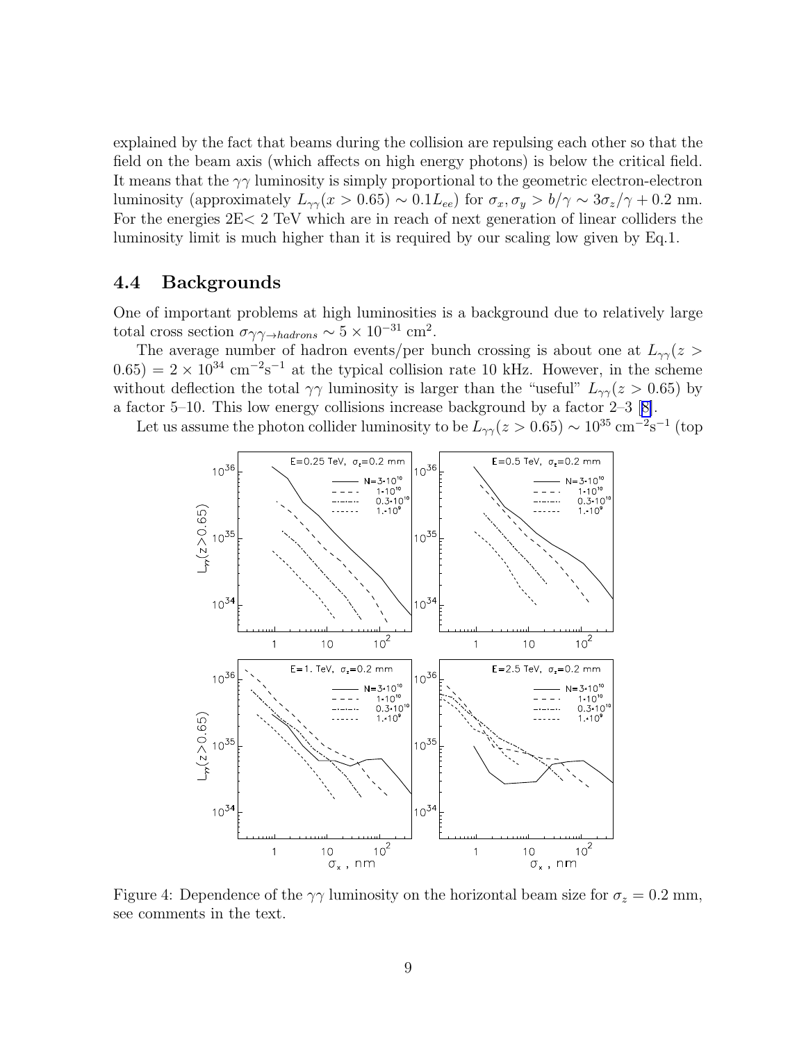explained by the fact that beams during the collision are repulsing each other so that the field on the beam axis (which affects on high energy photons) is below the critical field. It means that the $\gamma\gamma$ luminosity is simply proportional to the geometric electron-electron luminosity (approximately $L_{\gamma\gamma}(x > 0.65) \sim 0.1 L_{ee}$) for $\sigma_x, \sigma_y > b/\gamma \sim 3\sigma_z/\gamma + 0.2$ nm. For the energies 2E< 2 TeV which are in reach of next generation of linear colliders the luminosity limit is much higher than it is required by our scaling low given by Eq.1.

### 4.4 Backgrounds

One of important problems at high luminosities is a background due to relatively large total cross section $\sigma_{\gamma\gamma \to hadrons} \sim 5 \times 10^{-31}$ cm$^2$.

The average number of hadron events/per bunch crossing is about one at $L_{\gamma\gamma}(z > 0.65) = 2 \times 10^{34}$ cm$^{-2}$s$^{-1}$ at the typical collision rate 10 kHz. However, in the scheme without deflection the total $\gamma\gamma$ luminosity is larger than the "useful" $L_{\gamma\gamma}(z > 0.65)$ by a factor 5–10. This low energy collisions increase background by a factor 2–3 [8].

Let us assume the photon collider luminosity to be $L_{\gamma\gamma}(z > 0.65) \sim 10^{35}$ cm$^{-2}$s$^{-1}$ (top

Figure 4: Dependence of the $\gamma\gamma$ luminosity on the horizontal beam size for $\sigma_z = 0.2$ mm, see comments in the text.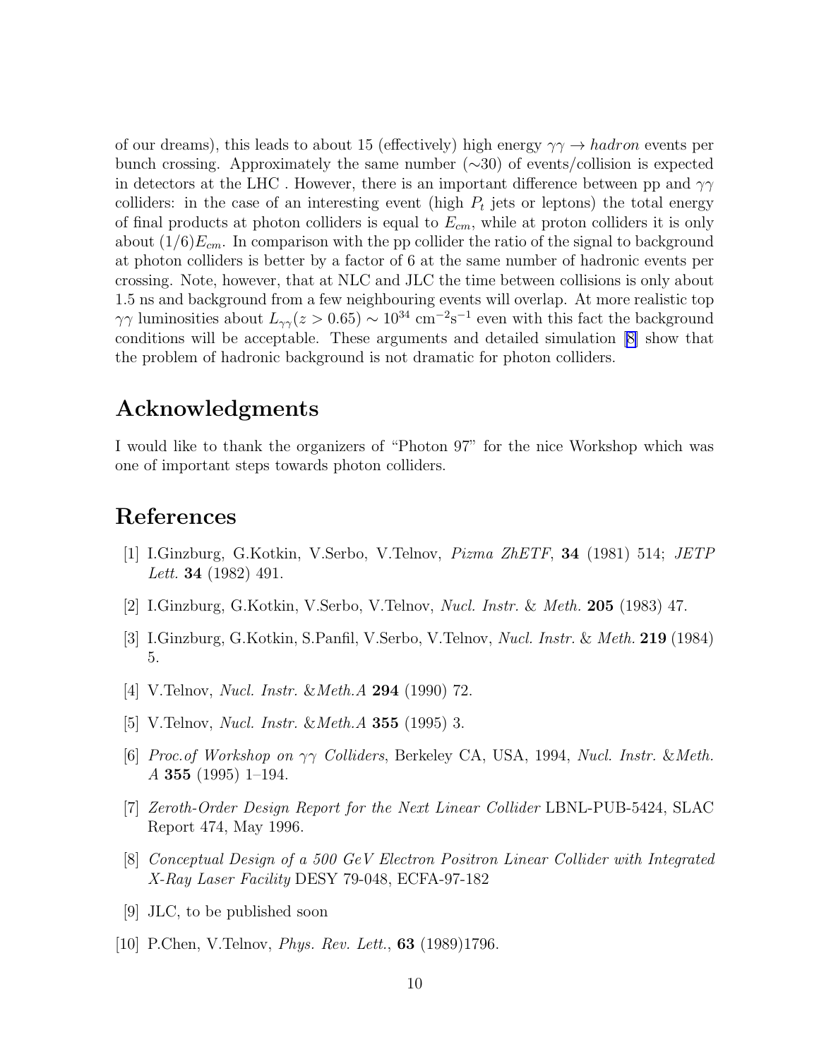of our dreams), this leads to about 15 (effectively) high energy $\gamma\gamma \to hadron$ events per bunch crossing. Approximately the same number ($\sim$30) of events/collision is expected in detectors at the LHC . However, there is an important difference between pp and $\gamma\gamma$ colliders: in the case of an interesting event (high $P_t$ jets or leptons) the total energy of final products at photon colliders is equal to $E_{cm}$, while at proton colliders it is only about $(1/6)E_{cm}$. In comparison with the pp collider the ratio of the signal to background at photon colliders is better by a factor of 6 at the same number of hadronic events per crossing. Note, however, that at NLC and JLC the time between collisions is only about 1.5 ns and background from a few neighbouring events will overlap. At more realistic top $\gamma\gamma$ luminosities about $L_{\gamma\gamma}(z > 0.65) \sim 10^{34}$ cm$^{-2}$s$^{-1}$ even with this fact the background conditions will be acceptable. These arguments and detailed simulation [8] show that the problem of hadronic background is not dramatic for photon colliders.

## Acknowledgments

I would like to thank the organizers of "Photon 97" for the nice Workshop which was one of important steps towards photon colliders.

## References

[1] I.Ginzburg, G.Kotkin, V.Serbo, V.Telnov, *Pizma ZhETF*, **34** (1981) 514; *JETP Lett.* **34** (1982) 491.

[2] I.Ginzburg, G.Kotkin, V.Serbo, V.Telnov, *Nucl. Instr. & Meth.* **205** (1983) 47.

[3] I.Ginzburg, G.Kotkin, S.Panfil, V.Serbo, V.Telnov, *Nucl. Instr. & Meth.* **219** (1984) 5.

[4] V.Telnov, *Nucl. Instr. &Meth.A* **294** (1990) 72.

[5] V.Telnov, *Nucl. Instr. &Meth.A* **355** (1995) 3.

[6] *Proc.of Workshop on $\gamma\gamma$ Colliders*, Berkeley CA, USA, 1994, *Nucl. Instr. &Meth. A* **355** (1995) 1–194.

[7] *Zeroth-Order Design Report for the Next Linear Collider* LBNL-PUB-5424, SLAC Report 474, May 1996.

[8] *Conceptual Design of a 500 GeV Electron Positron Linear Collider with Integrated X-Ray Laser Facility* DESY 79-048, ECFA-97-182

[9] JLC, to be published soon

[10] P.Chen, V.Telnov, *Phys. Rev. Lett.*, **63** (1989)1796.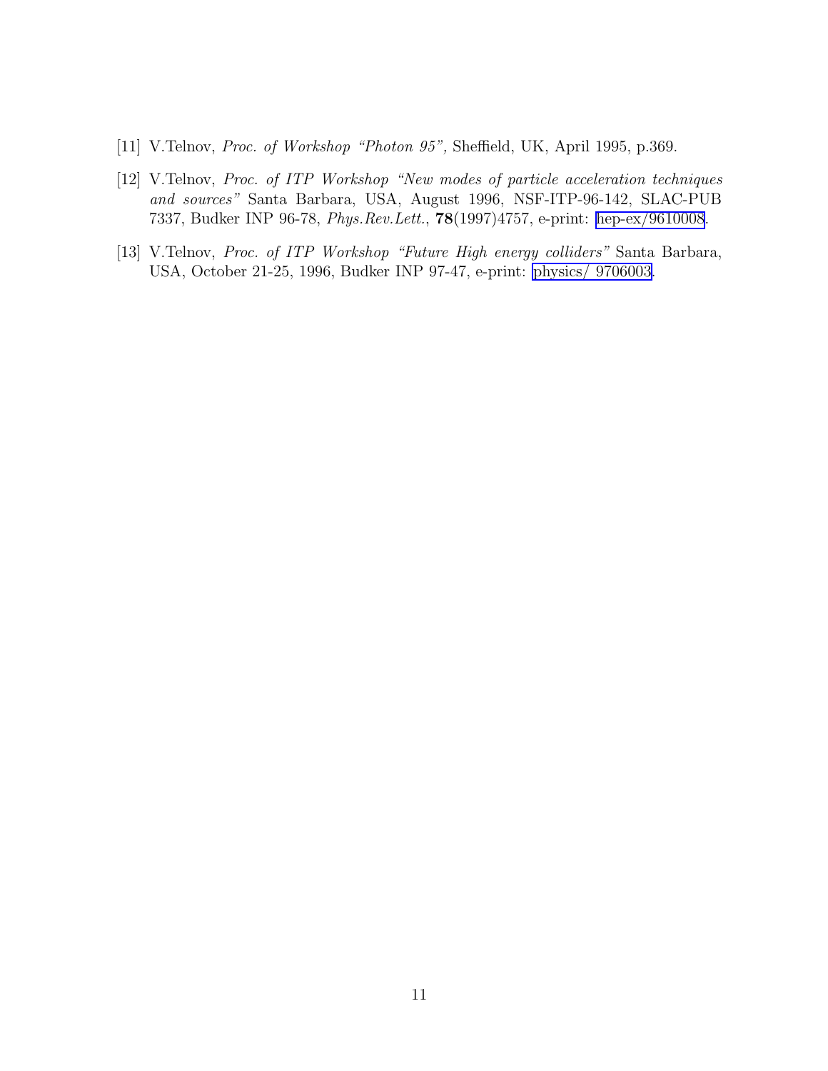[11] V.Telnov, *Proc. of Workshop "Photon 95",* Sheffield, UK, April 1995, p.369.

[12] V.Telnov, *Proc. of ITP Workshop "New modes of particle acceleration techniques and sources"* Santa Barbara, USA, August 1996, NSF-ITP-96-142, SLAC-PUB 7337, Budker INP 96-78, *Phys.Rev.Lett.*, **78**(1997)4757, e-print: hep-ex/9610008.

[13] V.Telnov, *Proc. of ITP Workshop "Future High energy colliders"* Santa Barbara, USA, October 21-25, 1996, Budker INP 97-47, e-print: physics/ 9706003.